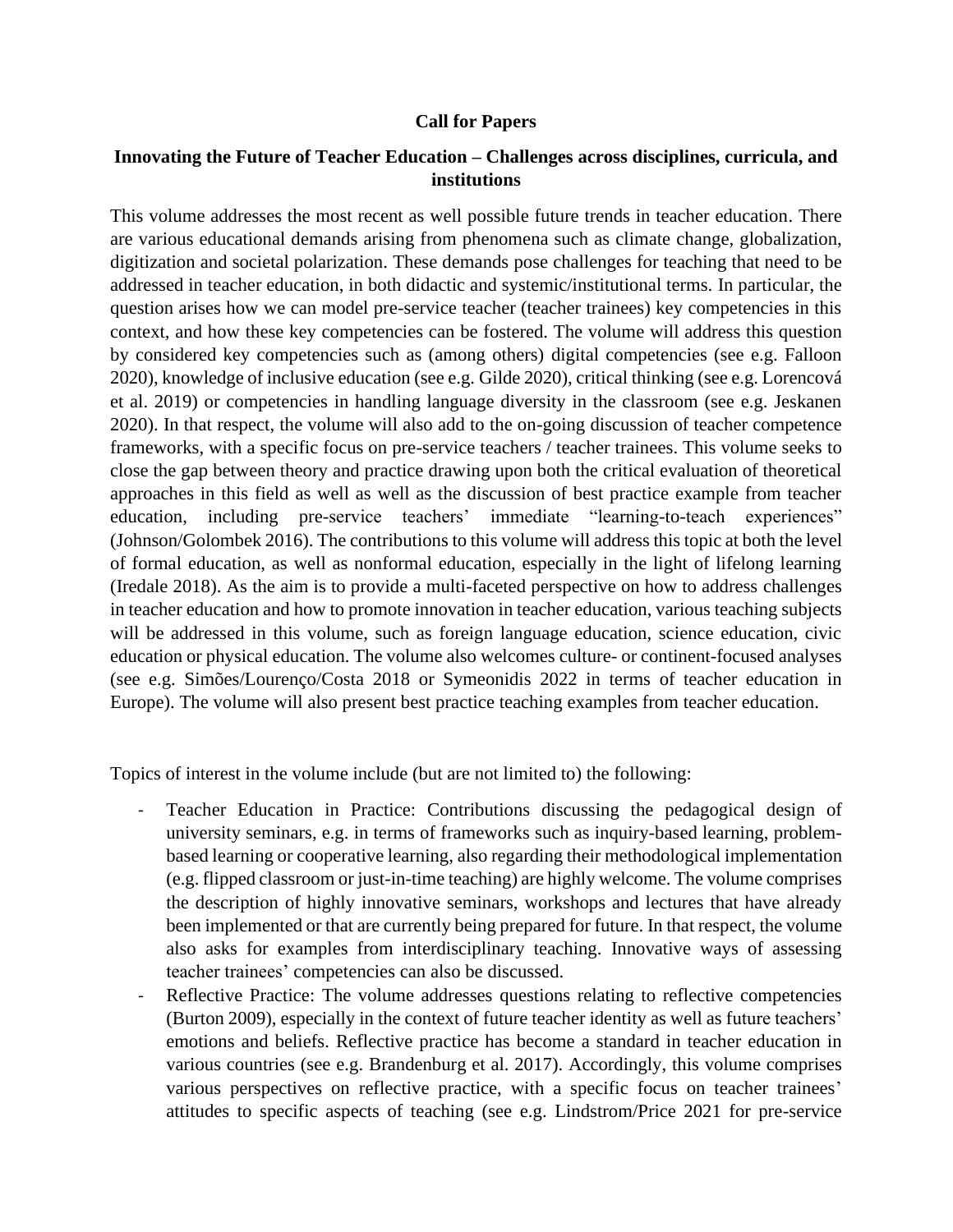**Call for Papers**

**Innovating the Future of Teacher Education – Challenges across disciplines, curricula, and institutions**

This volume addresses the most recent as well possible future trends in teacher education. There are various educational demands arising from phenomena such as climate change, globalization, digitization and societal polarization. These demands pose challenges for teaching that need to be addressed in teacher education, in both didactic and systemic/institutional terms. In particular, the question arises how we can model pre-service teacher (teacher trainees) key competencies in this context, and how these key competencies can be fostered. The volume will address this question by considered key competencies such as (among others) digital competencies (see e.g. Falloon 2020), knowledge of inclusive education (see e.g. Gilde 2020), critical thinking (see e.g. Lorencová et al. 2019) or competencies in handling language diversity in the classroom (see e.g. Jeskanen 2020). In that respect, the volume will also add to the on-going discussion of teacher competence frameworks, with a specific focus on pre-service teachers / teacher trainees. This volume seeks to close the gap between theory and practice drawing upon both the critical evaluation of theoretical approaches in this field as well as well as the discussion of best practice example from teacher education, including pre-service teachers' immediate "learning-to-teach experiences" (Johnson/Golombek 2016). The contributions to this volume will address this topic at both the level of formal education, as well as nonformal education, especially in the light of lifelong learning (Iredale 2018). As the aim is to provide a multi-faceted perspective on how to address challenges in teacher education and how to promote innovation in teacher education, various teaching subjects will be addressed in this volume, such as foreign language education, science education, civic education or physical education. The volume also welcomes culture- or continent-focused analyses (see e.g. Simões/Lourenço/Costa 2018 or Symeonidis 2022 in terms of teacher education in Europe). The volume will also present best practice teaching examples from teacher education.

Topics of interest in the volume include (but are not limited to) the following:

- Teacher Education in Practice: Contributions discussing the pedagogical design of university seminars, e.g. in terms of frameworks such as inquiry-based learning, problem-based learning or cooperative learning, also regarding their methodological implementation (e.g. flipped classroom or just-in-time teaching) are highly welcome. The volume comprises the description of highly innovative seminars, workshops and lectures that have already been implemented or that are currently being prepared for future. In that respect, the volume also asks for examples from interdisciplinary teaching. Innovative ways of assessing teacher trainees' competencies can also be discussed.
- Reflective Practice: The volume addresses questions relating to reflective competencies (Burton 2009), especially in the context of future teacher identity as well as future teachers' emotions and beliefs. Reflective practice has become a standard in teacher education in various countries (see e.g. Brandenburg et al. 2017). Accordingly, this volume comprises various perspectives on reflective practice, with a specific focus on teacher trainees' attitudes to specific aspects of teaching (see e.g. Lindstrom/Price 2021 for pre-service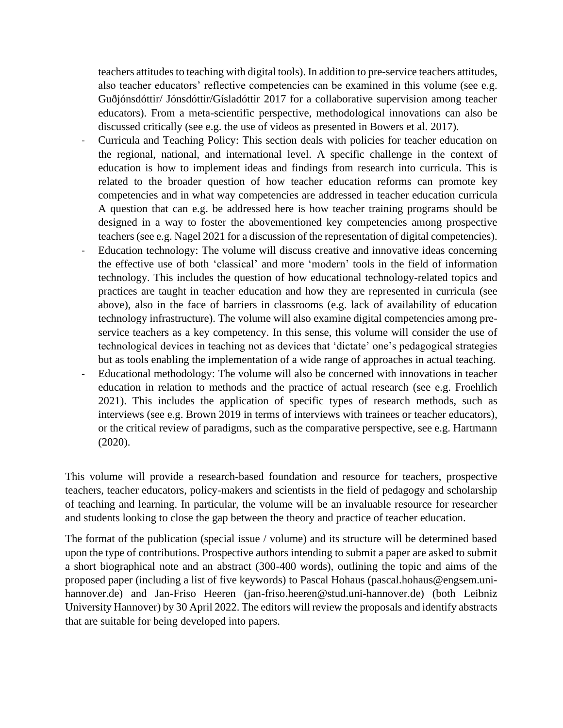teachers attitudes to teaching with digital tools). In addition to pre-service teachers attitudes, also teacher educators' reflective competencies can be examined in this volume (see e.g. Guðjónsdóttir/ Jónsdóttir/Gísladóttir 2017 for a collaborative supervision among teacher educators). From a meta-scientific perspective, methodological innovations can also be discussed critically (see e.g. the use of videos as presented in Bowers et al. 2017).

- Curricula and Teaching Policy: This section deals with policies for teacher education on the regional, national, and international level. A specific challenge in the context of education is how to implement ideas and findings from research into curricula. This is related to the broader question of how teacher education reforms can promote key competencies and in what way competencies are addressed in teacher education curricula A question that can e.g. be addressed here is how teacher training programs should be designed in a way to foster the abovementioned key competencies among prospective teachers (see e.g. Nagel 2021 for a discussion of the representation of digital competencies).
- Education technology: The volume will discuss creative and innovative ideas concerning the effective use of both 'classical' and more 'modern' tools in the field of information technology. This includes the question of how educational technology-related topics and practices are taught in teacher education and how they are represented in curricula (see above), also in the face of barriers in classrooms (e.g. lack of availability of education technology infrastructure). The volume will also examine digital competencies among pre-service teachers as a key competency. In this sense, this volume will consider the use of technological devices in teaching not as devices that 'dictate' one's pedagogical strategies but as tools enabling the implementation of a wide range of approaches in actual teaching.
- Educational methodology: The volume will also be concerned with innovations in teacher education in relation to methods and the practice of actual research (see e.g. Froehlich 2021). This includes the application of specific types of research methods, such as interviews (see e.g. Brown 2019 in terms of interviews with trainees or teacher educators), or the critical review of paradigms, such as the comparative perspective, see e.g. Hartmann (2020).

This volume will provide a research-based foundation and resource for teachers, prospective teachers, teacher educators, policy-makers and scientists in the field of pedagogy and scholarship of teaching and learning. In particular, the volume will be an invaluable resource for researcher and students looking to close the gap between the theory and practice of teacher education.

The format of the publication (special issue / volume) and its structure will be determined based upon the type of contributions. Prospective authors intending to submit a paper are asked to submit a short biographical note and an abstract (300-400 words), outlining the topic and aims of the proposed paper (including a list of five keywords) to Pascal Hohaus (pascal.hohaus@engsem.uni-hannover.de) and Jan-Friso Heeren (jan-friso.heeren@stud.uni-hannover.de) (both Leibniz University Hannover) by 30 April 2022. The editors will review the proposals and identify abstracts that are suitable for being developed into papers.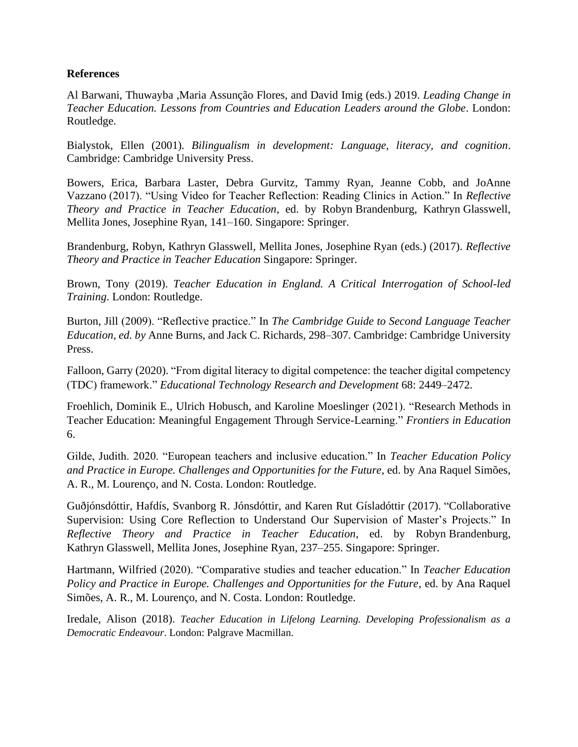**References**

Al Barwani, Thuwayba ,Maria Assunção Flores, and David Imig (eds.) 2019. *Leading Change in Teacher Education. Lessons from Countries and Education Leaders around the Globe*. London: Routledge.

Bialystok, Ellen (2001). *Bilingualism in development: Language, literacy, and cognition*. Cambridge: Cambridge University Press.

Bowers, Erica, Barbara Laster, Debra Gurvitz, Tammy Ryan, Jeanne Cobb, and JoAnne Vazzano (2017). "Using Video for Teacher Reflection: Reading Clinics in Action." In *Reflective Theory and Practice in Teacher Education*, ed. by Robyn Brandenburg, Kathryn Glasswell, Mellita Jones, Josephine Ryan, 141–160. Singapore: Springer.

Brandenburg, Robyn, Kathryn Glasswell, Mellita Jones, Josephine Ryan (eds.) (2017). *Reflective Theory and Practice in Teacher Education* Singapore: Springer.

Brown, Tony (2019). *Teacher Education in England. A Critical Interrogation of School-led Training*. London: Routledge.

Burton, Jill (2009). "Reflective practice." In *The Cambridge Guide to Second Language Teacher Education, ed. by* Anne Burns, and Jack C. Richards, 298–307. Cambridge: Cambridge University Press.

Falloon, Garry (2020). "From digital literacy to digital competence: the teacher digital competency (TDC) framework." *Educational Technology Research and Development* 68: 2449–2472.

Froehlich, Dominik E., Ulrich Hobusch, and Karoline Moeslinger (2021). "Research Methods in Teacher Education: Meaningful Engagement Through Service-Learning." *Frontiers in Education* 6.

Gilde, Judith. 2020. "European teachers and inclusive education." In *Teacher Education Policy and Practice in Europe. Challenges and Opportunities for the Future*, ed. by Ana Raquel Simões, A. R., M. Lourenço, and N. Costa. London: Routledge.

Guðjónsdóttir, Hafdís, Svanborg R. Jónsdóttir, and Karen Rut Gísladóttir (2017). "Collaborative Supervision: Using Core Reflection to Understand Our Supervision of Master's Projects." In *Reflective Theory and Practice in Teacher Education*, ed. by Robyn Brandenburg, Kathryn Glasswell, Mellita Jones, Josephine Ryan, 237–255. Singapore: Springer.

Hartmann, Wilfried (2020). "Comparative studies and teacher education." In *Teacher Education Policy and Practice in Europe. Challenges and Opportunities for the Future*, ed. by Ana Raquel Simões, A. R., M. Lourenço, and N. Costa. London: Routledge.

Iredale, Alison (2018). *Teacher Education in Lifelong Learning. Developing Professionalism as a Democratic Endeavour*. London: Palgrave Macmillan.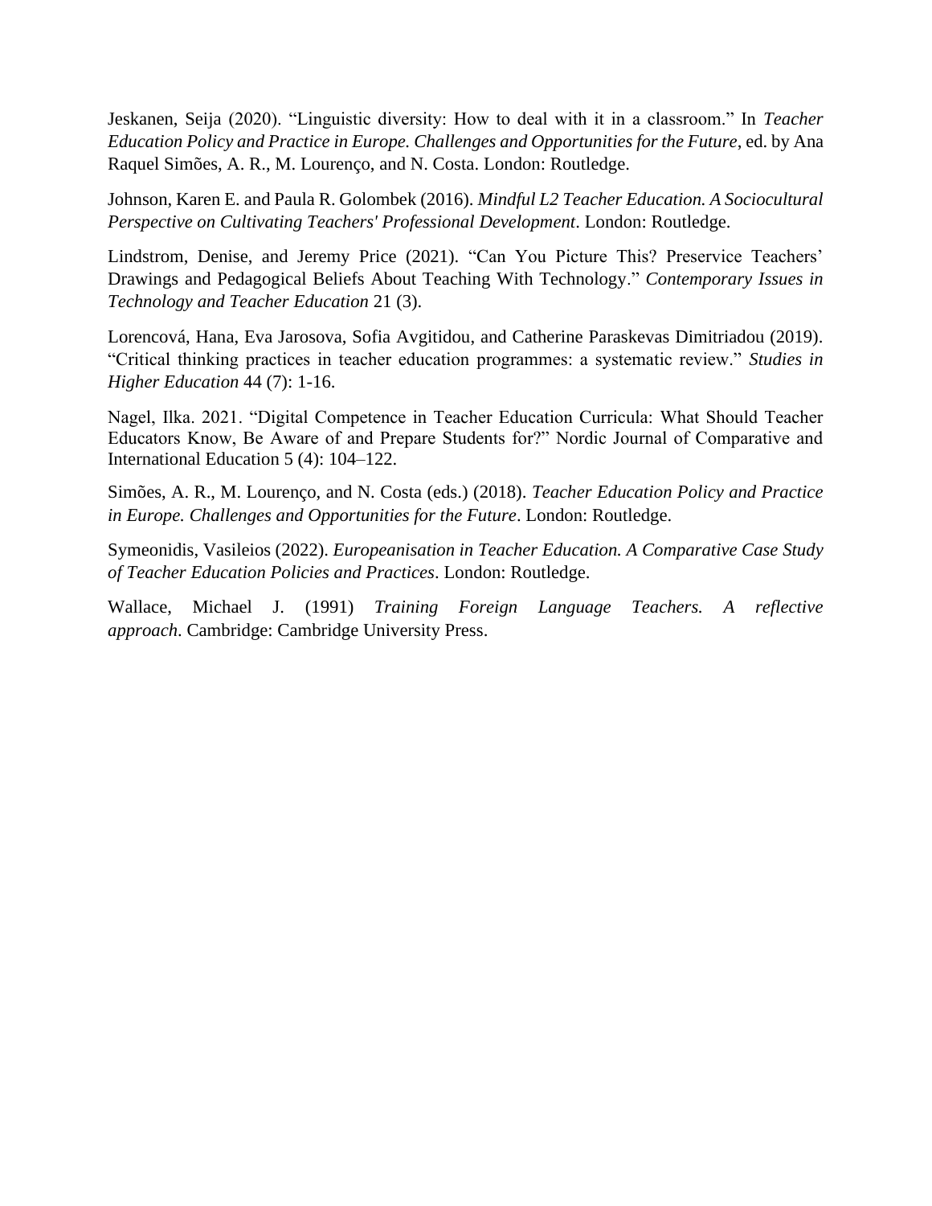Jeskanen, Seija (2020). "Linguistic diversity: How to deal with it in a classroom." In *Teacher Education Policy and Practice in Europe. Challenges and Opportunities for the Future*, ed. by Ana Raquel Simões, A. R., M. Lourenço, and N. Costa. London: Routledge.

Johnson, Karen E. and Paula R. Golombek (2016). *Mindful L2 Teacher Education. A Sociocultural Perspective on Cultivating Teachers' Professional Development*. London: Routledge.

Lindstrom, Denise, and Jeremy Price (2021). "Can You Picture This? Preservice Teachers' Drawings and Pedagogical Beliefs About Teaching With Technology." *Contemporary Issues in Technology and Teacher Education* 21 (3).

Lorencová, Hana, Eva Jarosova, Sofia Avgitidou, and Catherine Paraskevas Dimitriadou (2019). "Critical thinking practices in teacher education programmes: a systematic review." *Studies in Higher Education* 44 (7): 1-16.

Nagel, Ilka. 2021. "Digital Competence in Teacher Education Curricula: What Should Teacher Educators Know, Be Aware of and Prepare Students for?" Nordic Journal of Comparative and International Education 5 (4): 104–122.

Simões, A. R., M. Lourenço, and N. Costa (eds.) (2018). *Teacher Education Policy and Practice in Europe. Challenges and Opportunities for the Future*. London: Routledge.

Symeonidis, Vasileios (2022). *Europeanisation in Teacher Education. A Comparative Case Study of Teacher Education Policies and Practices*. London: Routledge.

Wallace, Michael J. (1991) *Training Foreign Language Teachers. A reflective approach*. Cambridge: Cambridge University Press.